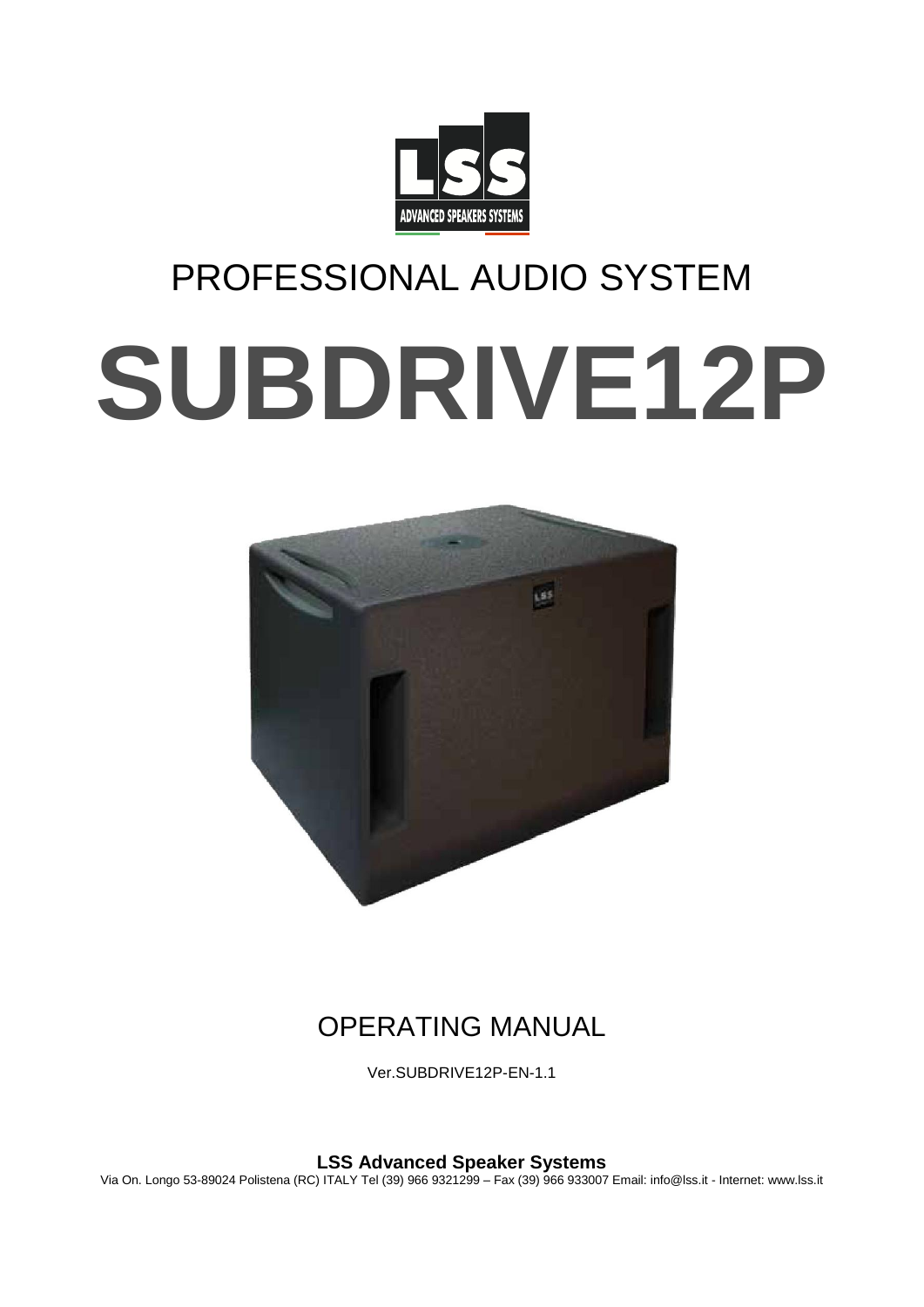LSS
ADVANCED SPEAKERS SYSTEMS

PROFESSIONAL AUDIO SYSTEM

# SUBDRIVE12P

## OPERATING MANUAL

Ver.SUBDRIVE12P-EN-1.1

**LSS Advanced Speaker Systems**

Via On. Longo 53-89024 Polistena (RC) ITALY Tel (39) 966 9321299 – Fax (39) 966 933007 Email: info@lss.it - Internet: www.lss.it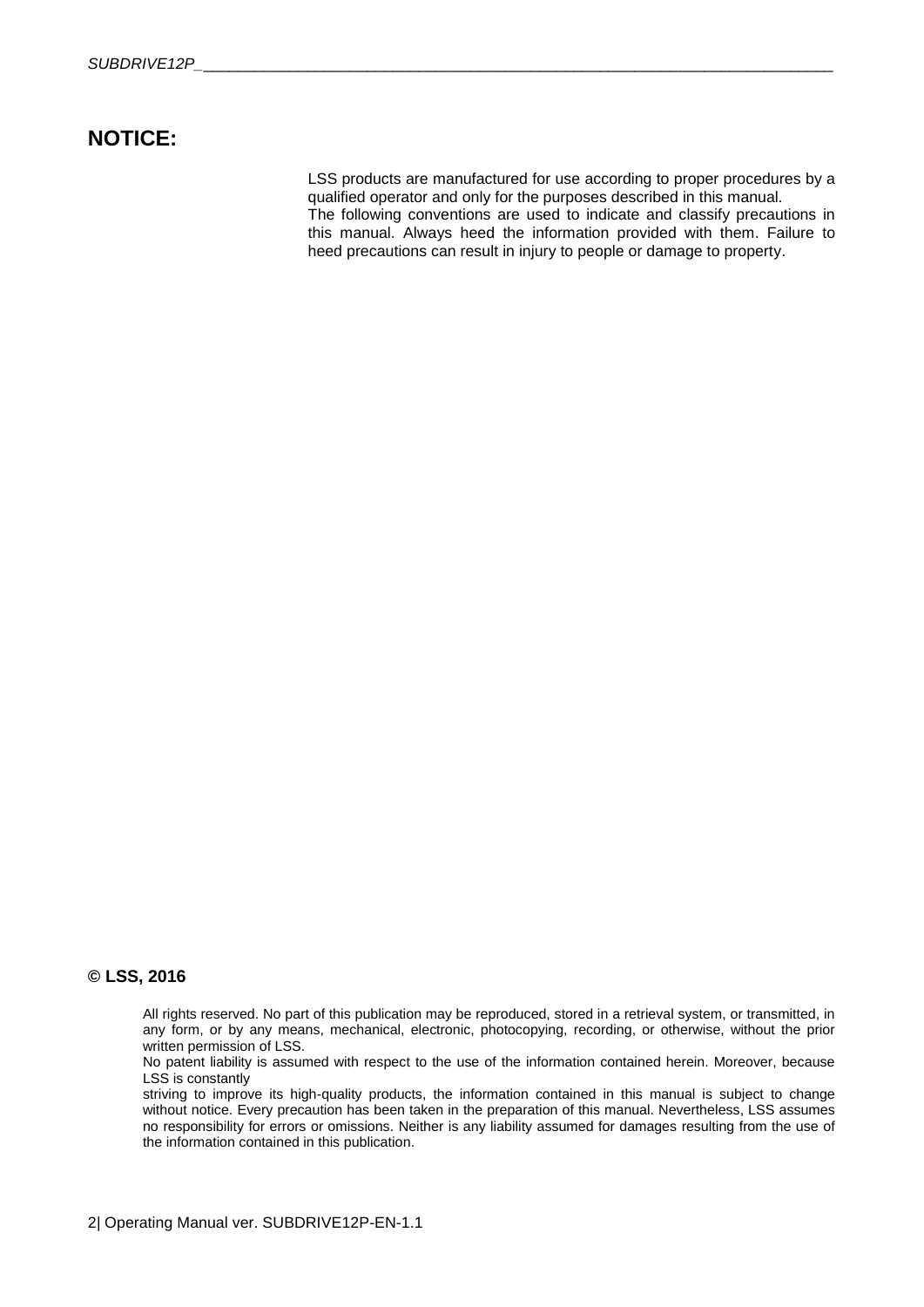## NOTICE:

LSS products are manufactured for use according to proper procedures by a qualified operator and only for the purposes described in this manual.
The following conventions are used to indicate and classify precautions in this manual. Always heed the information provided with them. Failure to heed precautions can result in injury to people or damage to property.

**© LSS, 2016**

All rights reserved. No part of this publication may be reproduced, stored in a retrieval system, or transmitted, in any form, or by any means, mechanical, electronic, photocopying, recording, or otherwise, without the prior written permission of LSS.
No patent liability is assumed with respect to the use of the information contained herein. Moreover, because LSS is constantly
striving to improve its high-quality products, the information contained in this manual is subject to change without notice. Every precaution has been taken in the preparation of this manual. Nevertheless, LSS assumes no responsibility for errors or omissions. Neither is any liability assumed for damages resulting from the use of the information contained in this publication.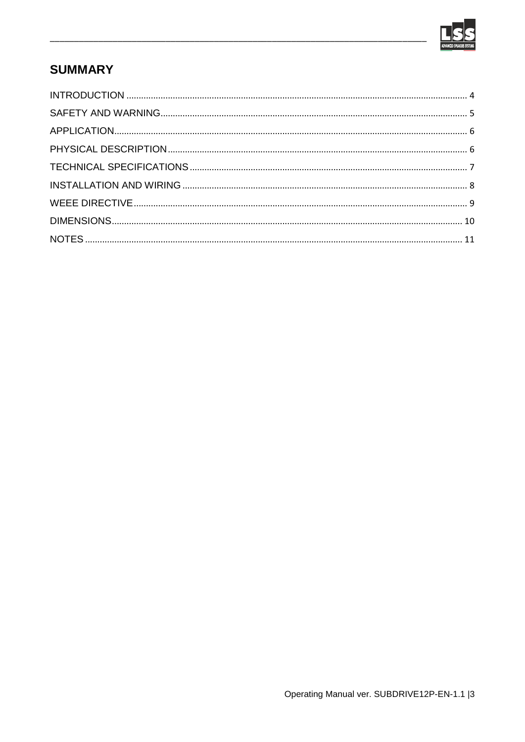## SUMMARY

INTRODUCTION ........ 4
SAFETY AND WARNING ........ 5
APPLICATION ........ 6
PHYSICAL DESCRIPTION ........ 6
TECHNICAL SPECIFICATIONS ........ 7
INSTALLATION AND WIRING ........ 8
WEEE DIRECTIVE ........ 9
DIMENSIONS ........ 10
NOTES ........ 11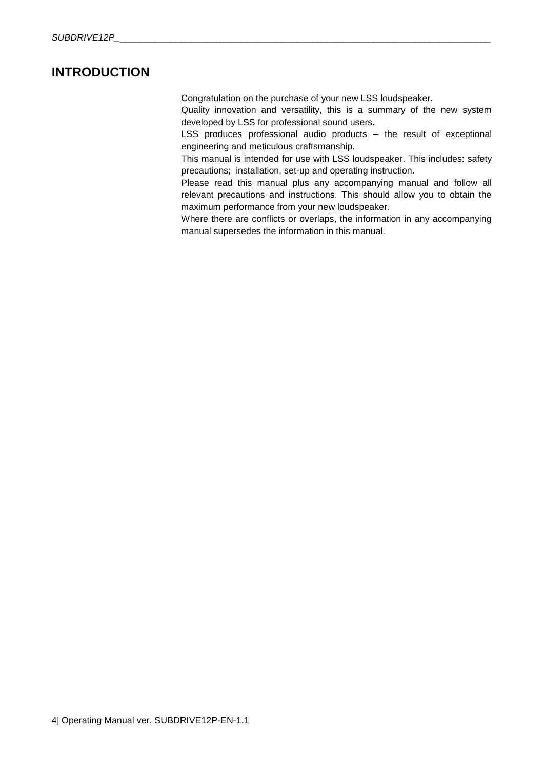# INTRODUCTION

Congratulation on the purchase of your new LSS loudspeaker.

Quality innovation and versatility, this is a summary of the new system developed by LSS for professional sound users.

LSS produces professional audio products – the result of exceptional engineering and meticulous craftsmanship.

This manual is intended for use with LSS loudspeaker. This includes: safety precautions; installation, set-up and operating instruction.

Please read this manual plus any accompanying manual and follow all relevant precautions and instructions. This should allow you to obtain the maximum performance from your new loudspeaker.

Where there are conflicts or overlaps, the information in any accompanying manual supersedes the information in this manual.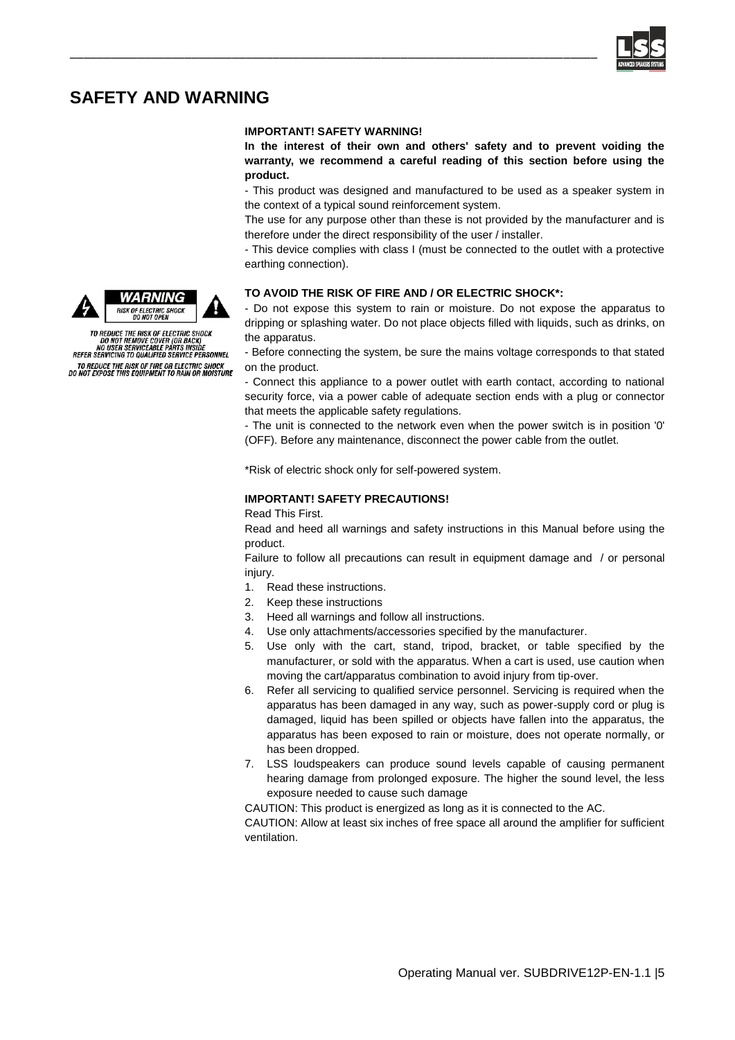# SAFETY AND WARNING

**IMPORTANT! SAFETY WARNING!**

**In the interest of their own and others' safety and to prevent voiding the warranty, we recommend a careful reading of this section before using the product.**

- This product was designed and manufactured to be used as a speaker system in the context of a typical sound reinforcement system.

The use for any purpose other than these is not provided by the manufacturer and is therefore under the direct responsibility of the user / installer.

- This device complies with class I (must be connected to the outlet with a protective earthing connection).

WARNING
RISK OF ELECTRIC SHOCK
DO NOT OPEN

TO REDUCE THE RISK OF ELECTRIC SHOCK
DO NOT REMOVE COVER (OR BACK)
NO USER SERVICEABLE PARTS INSIDE
REFER SERVICING TO QUALIFIED SERVICE PERSONNEL

TO REDUCE THE RISK OF FIRE OR ELECTRIC SHOCK
DO NOT EXPOSE THIS EQUIPMENT TO RAIN OR MOISTURE

**TO AVOID THE RISK OF FIRE AND / OR ELECTRIC SHOCK*:**

- Do not expose this system to rain or moisture. Do not expose the apparatus to dripping or splashing water. Do not place objects filled with liquids, such as drinks, on the apparatus.
- Before connecting the system, be sure the mains voltage corresponds to that stated on the product.
- Connect this appliance to a power outlet with earth contact, according to national security force, via a power cable of adequate section ends with a plug or connector that meets the applicable safety regulations.
- The unit is connected to the network even when the power switch is in position '0' (OFF). Before any maintenance, disconnect the power cable from the outlet.

*Risk of electric shock only for self-powered system.

**IMPORTANT! SAFETY PRECAUTIONS!**

Read This First.

Read and heed all warnings and safety instructions in this Manual before using the product.

Failure to follow all precautions can result in equipment damage and / or personal injury.

1. Read these instructions.
2. Keep these instructions
3. Heed all warnings and follow all instructions.
4. Use only attachments/accessories specified by the manufacturer.
5. Use only with the cart, stand, tripod, bracket, or table specified by the manufacturer, or sold with the apparatus. When a cart is used, use caution when moving the cart/apparatus combination to avoid injury from tip-over.
6. Refer all servicing to qualified service personnel. Servicing is required when the apparatus has been damaged in any way, such as power-supply cord or plug is damaged, liquid has been spilled or objects have fallen into the apparatus, the apparatus has been exposed to rain or moisture, does not operate normally, or has been dropped.
7. LSS loudspeakers can produce sound levels capable of causing permanent hearing damage from prolonged exposure. The higher the sound level, the less exposure needed to cause such damage

CAUTION: This product is energized as long as it is connected to the AC.

CAUTION: Allow at least six inches of free space all around the amplifier for sufficient ventilation.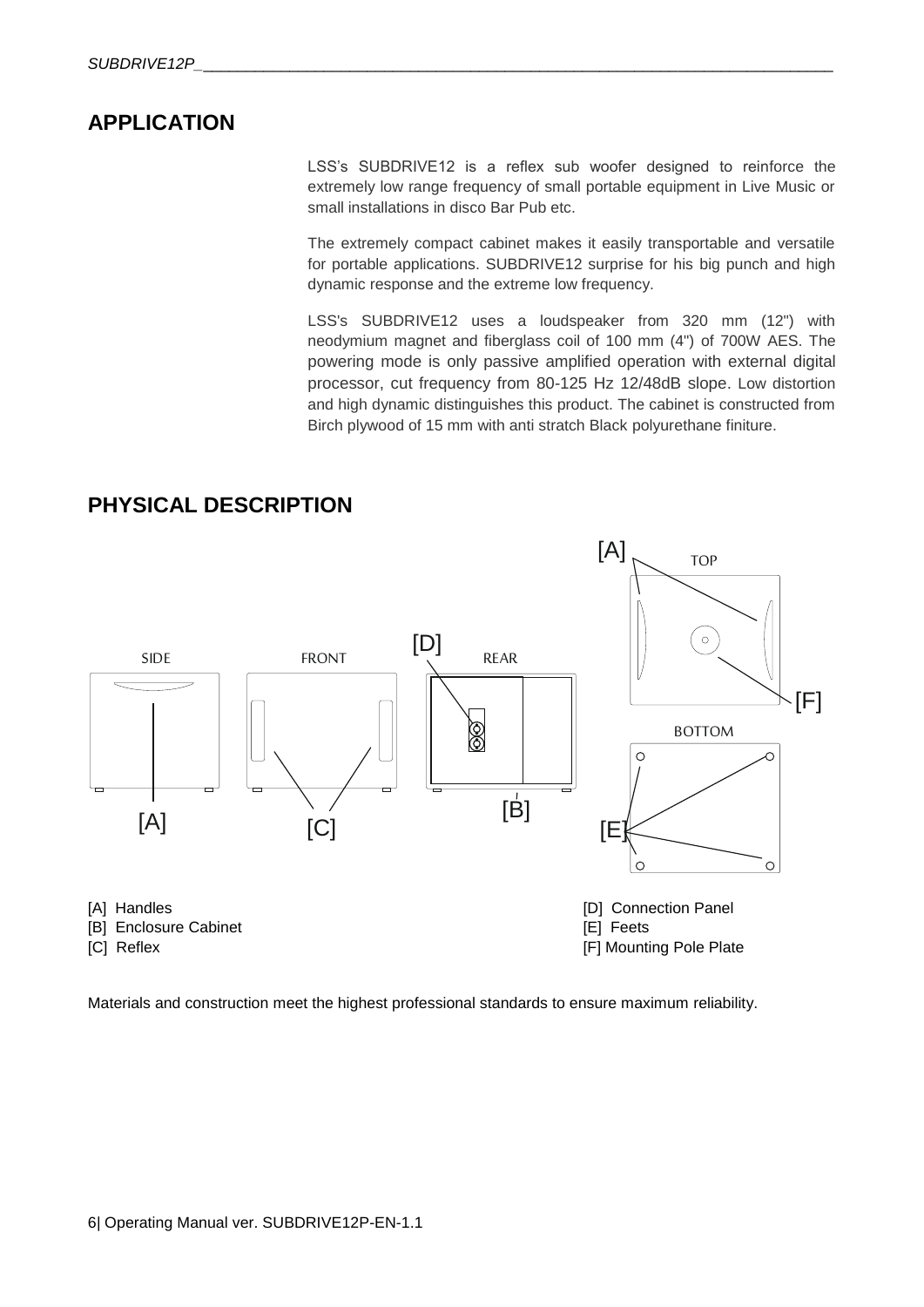## APPLICATION

LSS's SUBDRIVE12 is a reflex sub woofer designed to reinforce the extremely low range frequency of small portable equipment in Live Music or small installations in disco Bar Pub etc.

The extremely compact cabinet makes it easily transportable and versatile for portable applications. SUBDRIVE12 surprise for his big punch and high dynamic response and the extreme low frequency.

LSS's SUBDRIVE12 uses a loudspeaker from 320 mm (12") with neodymium magnet and fiberglass coil of 100 mm (4") of 700W AES. The powering mode is only passive amplified operation with external digital processor, cut frequency from 80-125 Hz 12/48dB slope. Low distortion and high dynamic distinguishes this product. The cabinet is constructed from Birch plywood of 15 mm with anti stratch Black polyurethane finiture.

## PHYSICAL DESCRIPTION

[A] Handles
[B] Enclosure Cabinet
[C] Reflex
[D] Connection Panel
[E] Feets
[F] Mounting Pole Plate

Materials and construction meet the highest professional standards to ensure maximum reliability.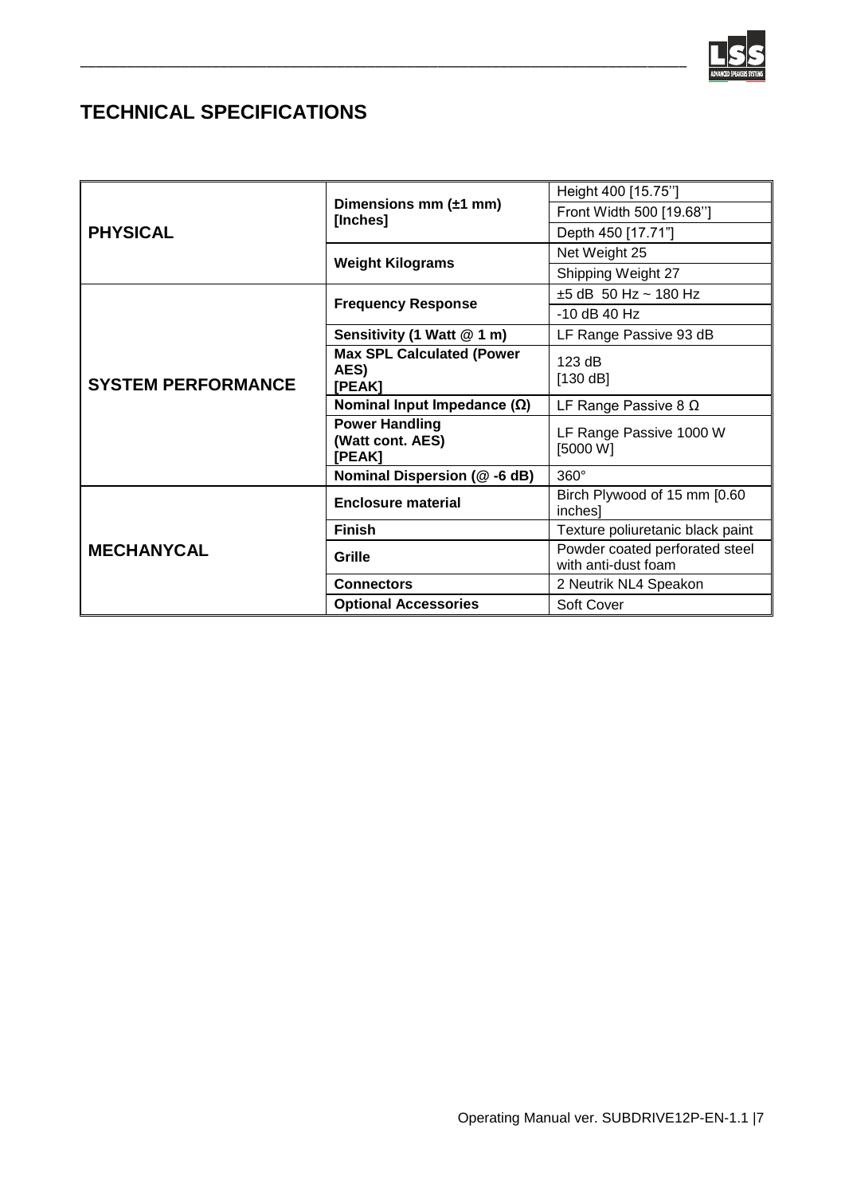## TECHNICAL SPECIFICATIONS

| | | |
|---|---|---|
| **PHYSICAL** | **Dimensions mm (±1 mm) [Inches]** | Height 400 [15.75''] |
| | | Front Width 500 [19.68''] |
| | | Depth 450 [17.71"] |
| | **Weight Kilograms** | Net Weight 25 |
| | | Shipping Weight 27 |
| **SYSTEM PERFORMANCE** | **Frequency Response** | ±5 dB 50 Hz ~ 180 Hz |
| | | -10 dB 40 Hz |
| | **Sensitivity (1 Watt @ 1 m)** | LF Range Passive 93 dB |
| | **Max SPL Calculated (Power AES) [PEAK]** | 123 dB [130 dB] |
| | **Nominal Input Impedance (Ω)** | LF Range Passive 8 Ω |
| | **Power Handling (Watt cont. AES) [PEAK]** | LF Range Passive 1000 W [5000 W] |
| | **Nominal Dispersion (@ -6 dB)** | 360° |
| **MECHANYCAL** | **Enclosure material** | Birch Plywood of 15 mm [0.60 inches] |
| | **Finish** | Texture poliuretanic black paint |
| | **Grille** | Powder coated perforated steel with anti-dust foam |
| | **Connectors** | 2 Neutrik NL4 Speakon |
| | **Optional Accessories** | Soft Cover |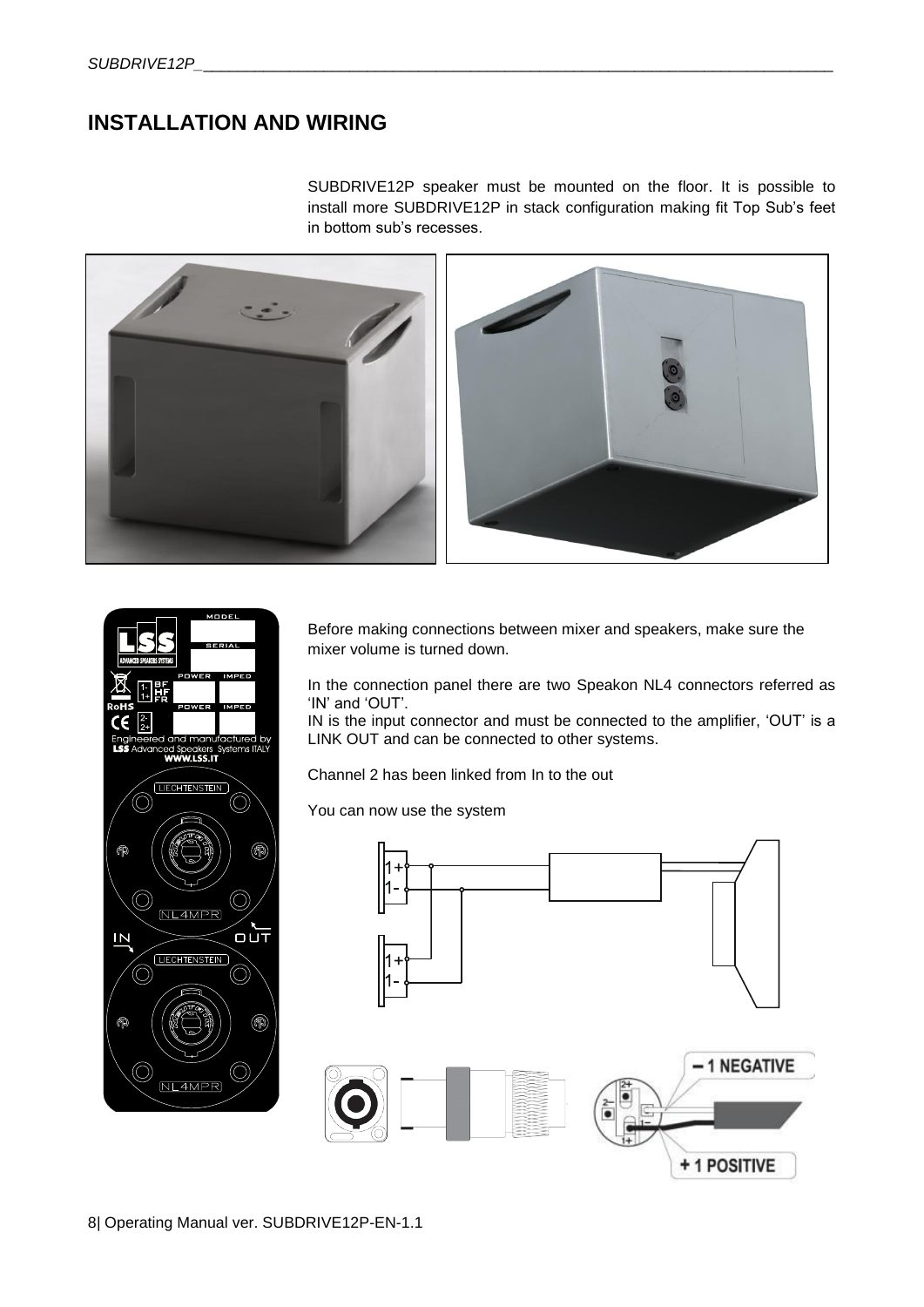# INSTALLATION AND WIRING

SUBDRIVE12P speaker must be mounted on the floor. It is possible to install more SUBDRIVE12P in stack configuration making fit Top Sub's feet in bottom sub's recesses.

Before making connections between mixer and speakers, make sure the mixer volume is turned down.

In the connection panel there are two Speakon NL4 connectors referred as 'IN' and 'OUT'.
IN is the input connector and must be connected to the amplifier, 'OUT' is a LINK OUT and can be connected to other systems.

Channel 2 has been linked from In to the out

You can now use the system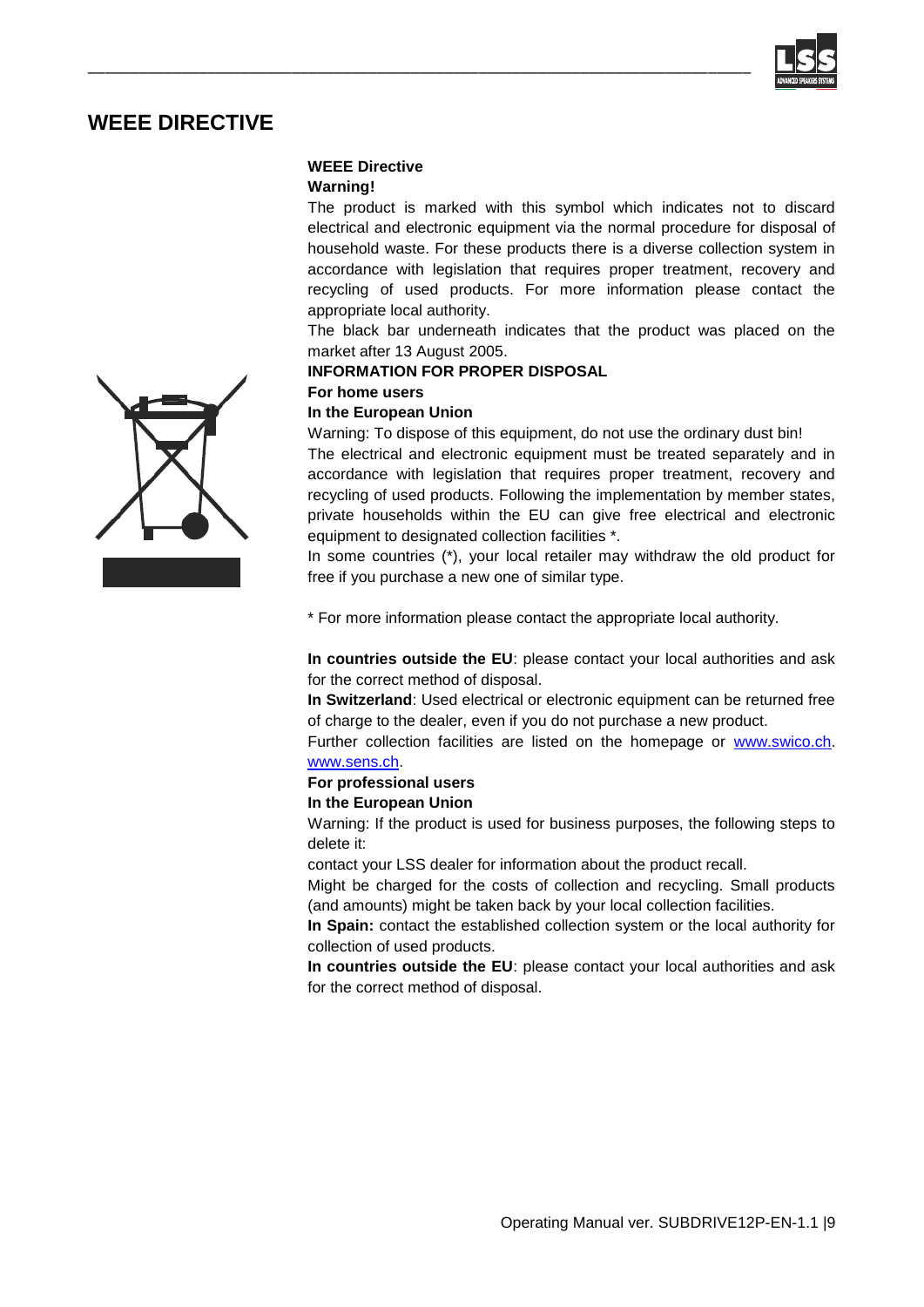# WEEE DIRECTIVE

**WEEE Directive**

**Warning!**

The product is marked with this symbol which indicates not to discard electrical and electronic equipment via the normal procedure for disposal of household waste. For these products there is a diverse collection system in accordance with legislation that requires proper treatment, recovery and recycling of used products. For more information please contact the appropriate local authority.

The black bar underneath indicates that the product was placed on the market after 13 August 2005.

**INFORMATION FOR PROPER DISPOSAL**

**For home users**

**In the European Union**

Warning: To dispose of this equipment, do not use the ordinary dust bin!

The electrical and electronic equipment must be treated separately and in accordance with legislation that requires proper treatment, recovery and recycling of used products. Following the implementation by member states, private households within the EU can give free electrical and electronic equipment to designated collection facilities *.

In some countries (*), your local retailer may withdraw the old product for free if you purchase a new one of similar type.

* For more information please contact the appropriate local authority.

**In countries outside the EU**: please contact your local authorities and ask for the correct method of disposal.

**In Switzerland**: Used electrical or electronic equipment can be returned free of charge to the dealer, even if you do not purchase a new product.

Further collection facilities are listed on the homepage or www.swico.ch. www.sens.ch.

**For professional users**

**In the European Union**

Warning: If the product is used for business purposes, the following steps to delete it:

contact your LSS dealer for information about the product recall.

Might be charged for the costs of collection and recycling. Small products (and amounts) might be taken back by your local collection facilities.

**In Spain:** contact the established collection system or the local authority for collection of used products.

**In countries outside the EU**: please contact your local authorities and ask for the correct method of disposal.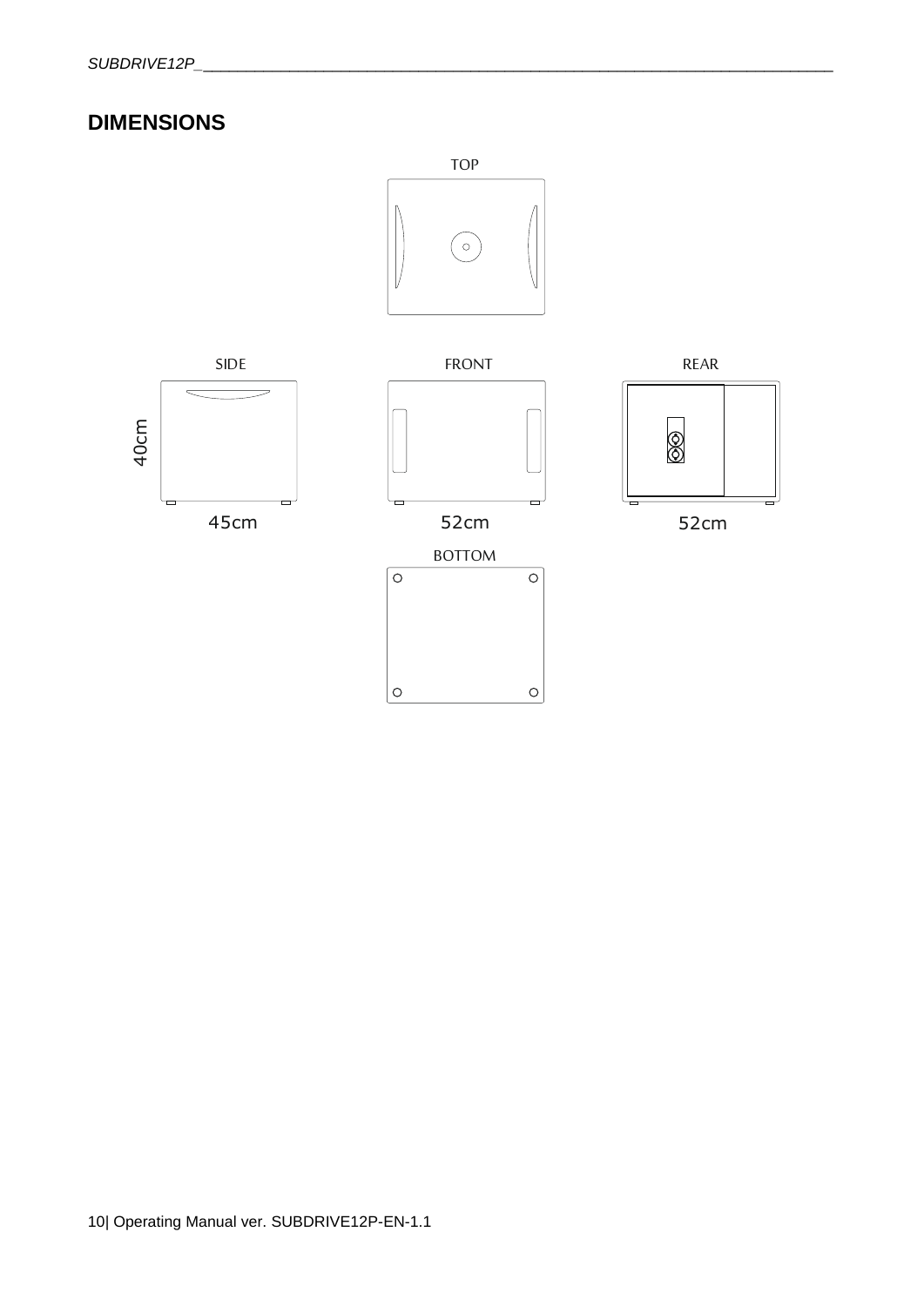## DIMENSIONS

TOP

SIDE

FRONT

REAR

40cm

45cm

52cm

52cm

BOTTOM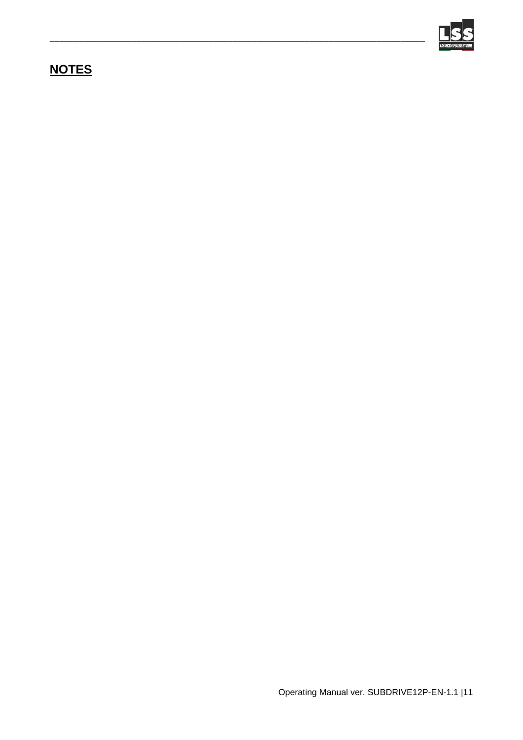## NOTES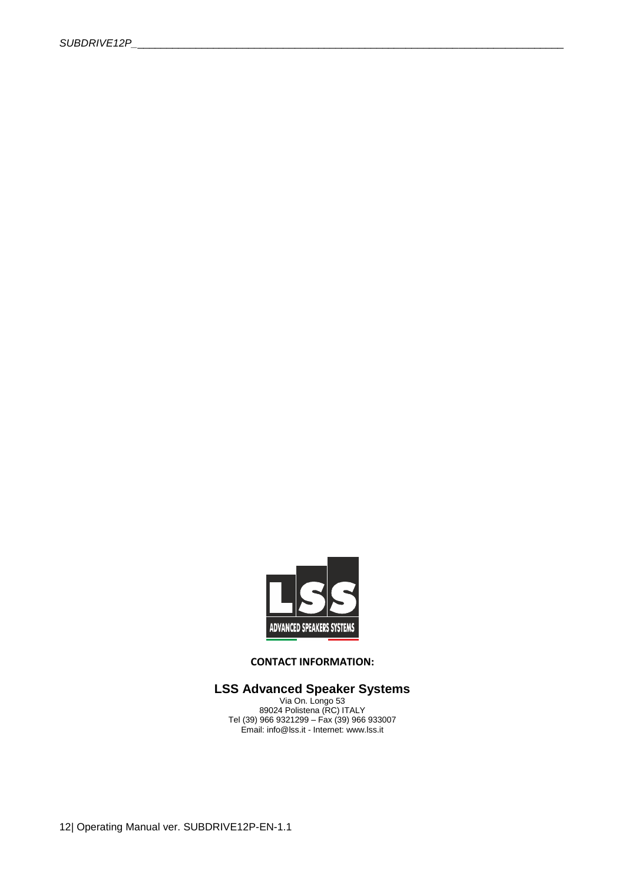**CONTACT INFORMATION:**

**LSS Advanced Speaker Systems**

Via On. Longo 53
89024 Polistena (RC) ITALY
Tel (39) 966 9321299 – Fax (39) 966 933007
Email: info@lss.it - Internet: www.lss.it